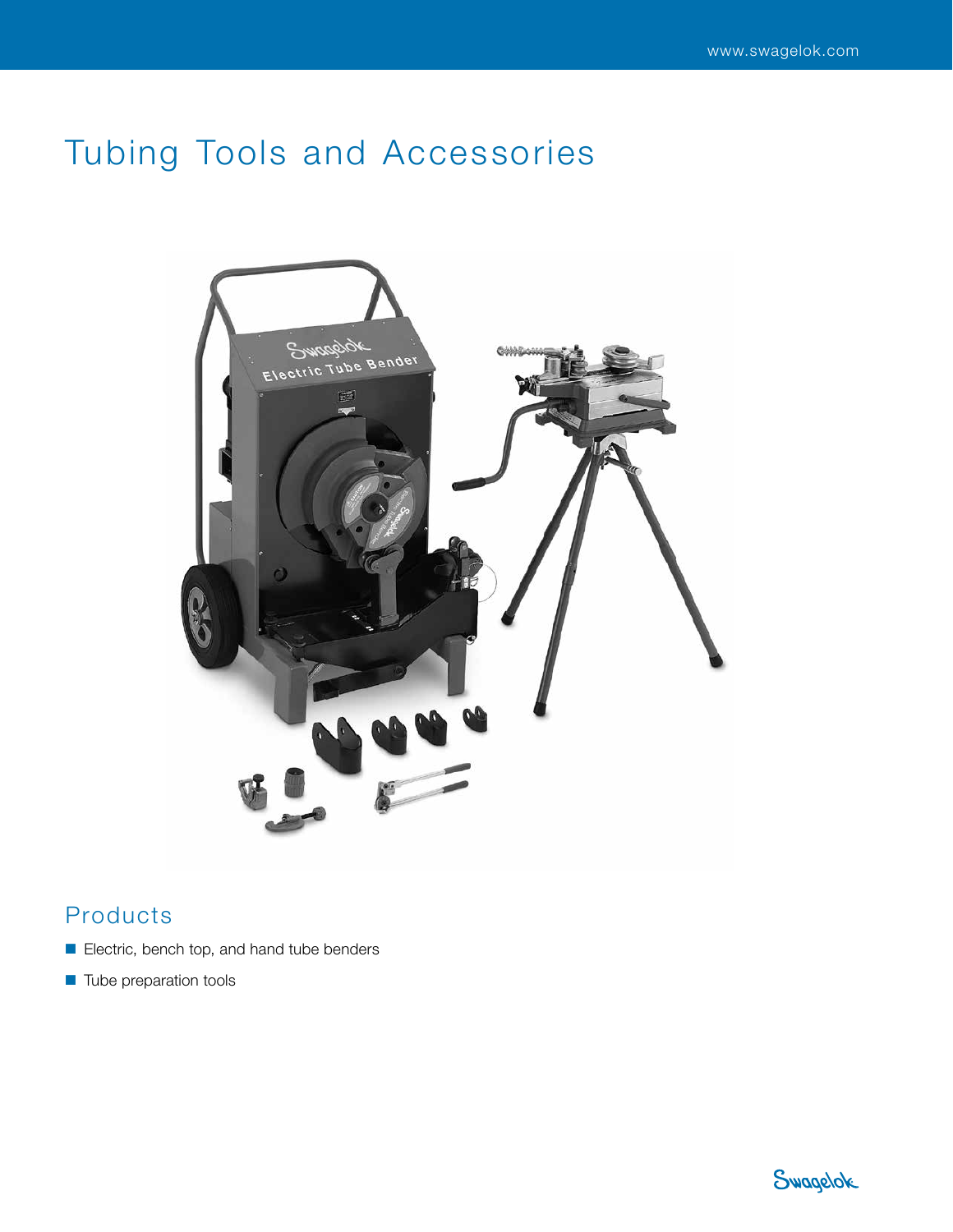# Tubing Tools and Accessories

## Products

- Electric, bench top, and hand tube benders
- Tube preparation tools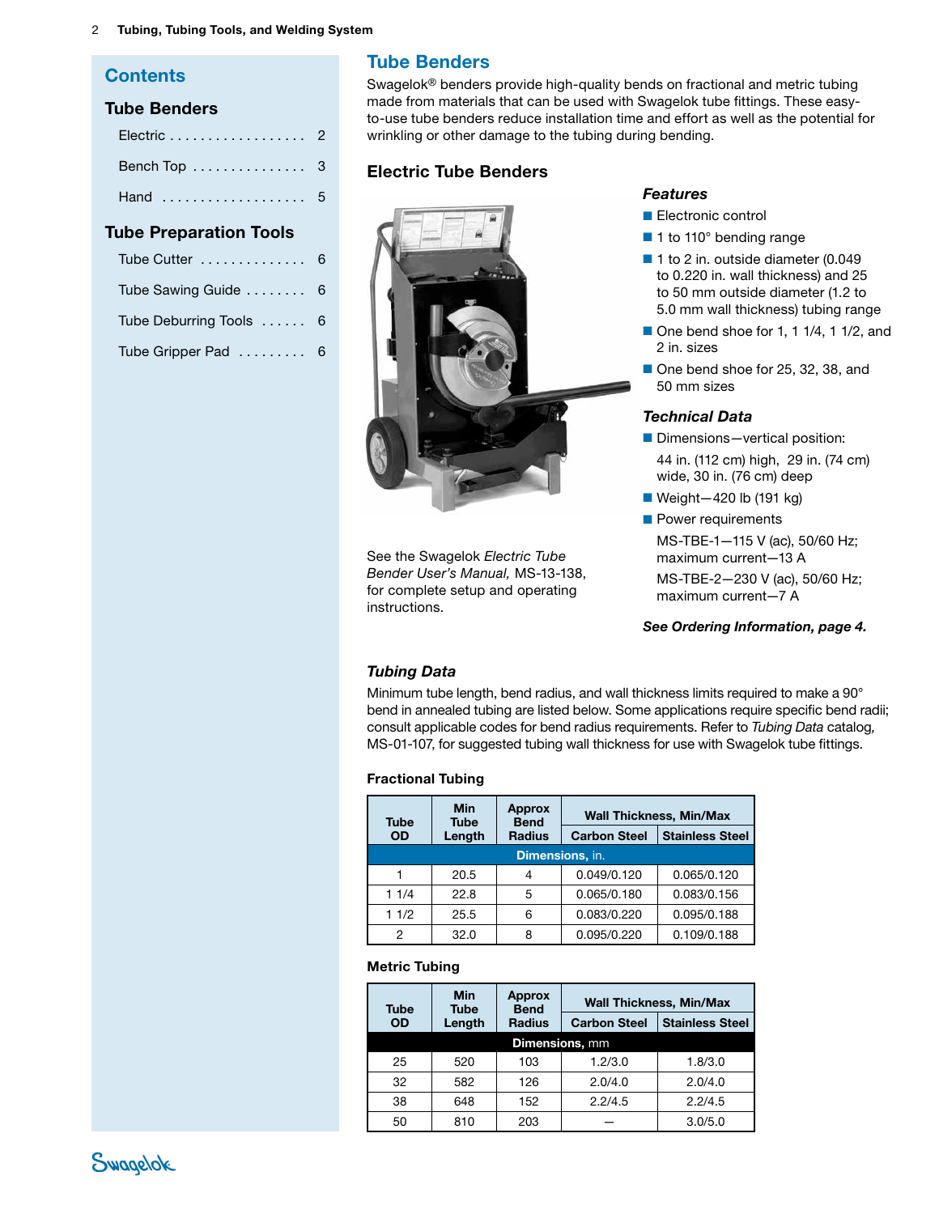## Contents

### Tube Benders

- Electric . . . . . . . . . . . . . . . . . . 2
- Bench Top . . . . . . . . . . . . . . . 3
- Hand . . . . . . . . . . . . . . . . . . . 5

### Tube Preparation Tools

- Tube Cutter . . . . . . . . . . . . . . 6
- Tube Sawing Guide . . . . . . . . 6
- Tube Deburring Tools . . . . . . 6
- Tube Gripper Pad . . . . . . . . . 6

# Tube Benders

Swagelok® benders provide high-quality bends on fractional and metric tubing made from materials that can be used with Swagelok tube fittings. These easy-to-use tube benders reduce installation time and effort as well as the potential for wrinkling or other damage to the tubing during bending.

## Electric Tube Benders

See the Swagelok *Electric Tube Bender User's Manual,* MS-13-138, for complete setup and operating instructions.

### *Features*

- Electronic control
- 1 to 110° bending range
- 1 to 2 in. outside diameter (0.049 to 0.220 in. wall thickness) and 25 to 50 mm outside diameter (1.2 to 5.0 mm wall thickness) tubing range
- One bend shoe for 1, 1 1/4, 1 1/2, and 2 in. sizes
- One bend shoe for 25, 32, 38, and 50 mm sizes

### *Technical Data*

- Dimensions—vertical position:

  44 in. (112 cm) high, 29 in. (74 cm) wide, 30 in. (76 cm) deep
- Weight—420 lb (191 kg)
- Power requirements

  MS-TBE-1—115 V (ac), 50/60 Hz; maximum current—13 A

  MS-TBE-2—230 V (ac), 50/60 Hz; maximum current—7 A

***See Ordering Information, page 4.***

### *Tubing Data*

Minimum tube length, bend radius, and wall thickness limits required to make a 90° bend in annealed tubing are listed below. Some applications require specific bend radii; consult applicable codes for bend radius requirements. Refer to *Tubing Data* catalog, MS-01-107, for suggested tubing wall thickness for use with Swagelok tube fittings.

**Fractional Tubing**

| Tube OD | Min Tube Length | Approx Bend Radius | Wall Thickness, Min/Max | |
|---|---|---|---|---|
| | | | Carbon Steel | Stainless Steel |
| **Dimensions**, in. | | | | |
| 1 | 20.5 | 4 | 0.049/0.120 | 0.065/0.120 |
| 1 1/4 | 22.8 | 5 | 0.065/0.180 | 0.083/0.156 |
| 1 1/2 | 25.5 | 6 | 0.083/0.220 | 0.095/0.188 |
| 2 | 32.0 | 8 | 0.095/0.220 | 0.109/0.188 |

**Metric Tubing**

| Tube OD | Min Tube Length | Approx Bend Radius | Wall Thickness, Min/Max | |
|---|---|---|---|---|
| | | | Carbon Steel | Stainless Steel |
| **Dimensions**, mm | | | | |
| 25 | 520 | 103 | 1.2/3.0 | 1.8/3.0 |
| 32 | 582 | 126 | 2.0/4.0 | 2.0/4.0 |
| 38 | 648 | 152 | 2.2/4.5 | 2.2/4.5 |
| 50 | 810 | 203 | — | 3.0/5.0 |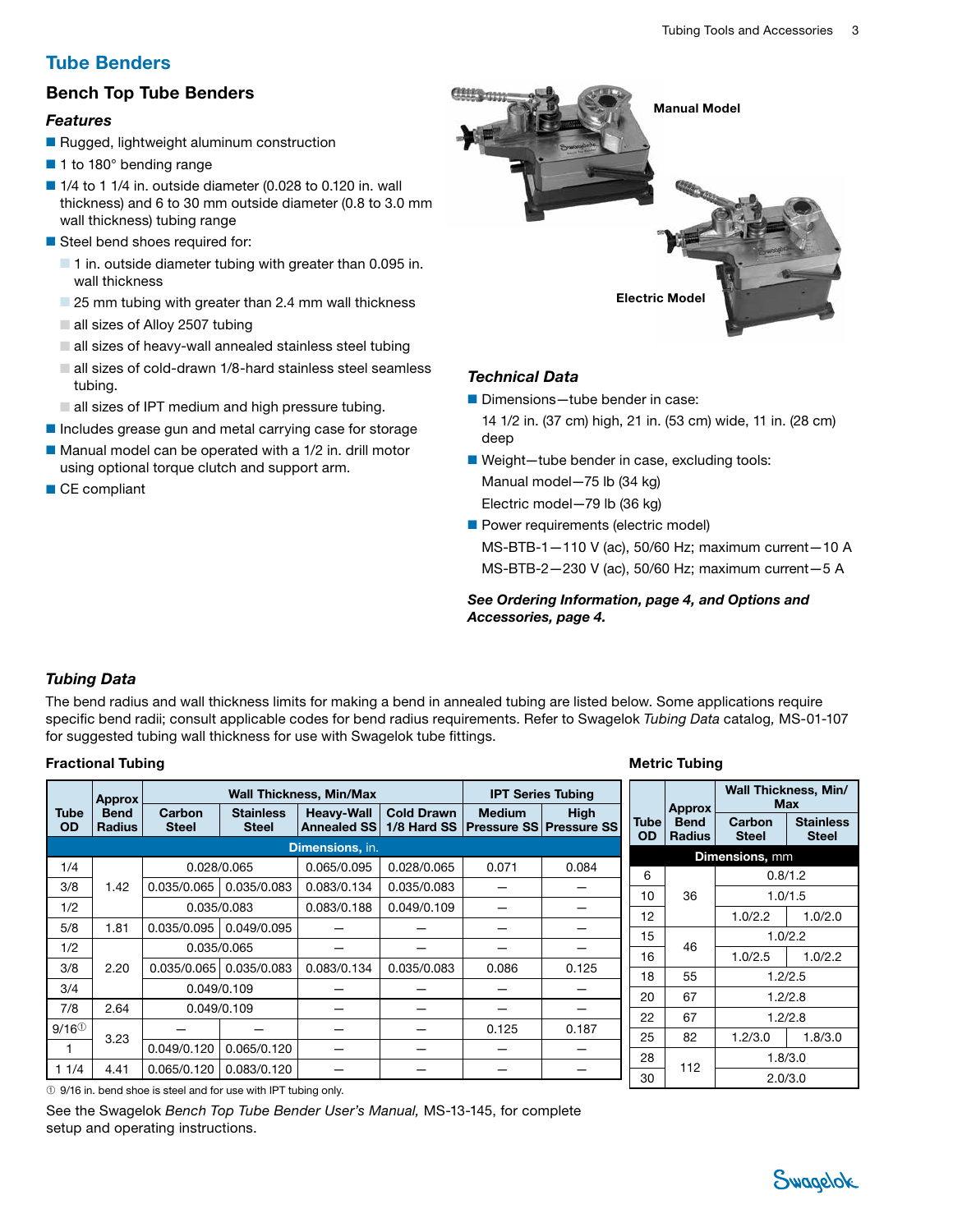## Tube Benders

### Bench Top Tube Benders

#### *Features*

- Rugged, lightweight aluminum construction
- 1 to 180° bending range
- 1/4 to 1 1/4 in. outside diameter (0.028 to 0.120 in. wall thickness) and 6 to 30 mm outside diameter (0.8 to 3.0 mm wall thickness) tubing range
- Steel bend shoes required for:
  - 1 in. outside diameter tubing with greater than 0.095 in. wall thickness
  - 25 mm tubing with greater than 2.4 mm wall thickness
  - all sizes of Alloy 2507 tubing
  - all sizes of heavy-wall annealed stainless steel tubing
  - all sizes of cold-drawn 1/8-hard stainless steel seamless tubing.
  - all sizes of IPT medium and high pressure tubing.
- Includes grease gun and metal carrying case for storage
- Manual model can be operated with a 1/2 in. drill motor using optional torque clutch and support arm.
- CE compliant

**Manual Model**

**Electric Model**

#### *Technical Data*

- Dimensions—tube bender in case:

  14 1/2 in. (37 cm) high, 21 in. (53 cm) wide, 11 in. (28 cm) deep
- Weight—tube bender in case, excluding tools:

  Manual model—75 lb (34 kg)

  Electric model—79 lb (36 kg)
- Power requirements (electric model)

  MS-BTB-1—110 V (ac), 50/60 Hz; maximum current—10 A

  MS-BTB-2—230 V (ac), 50/60 Hz; maximum current—5 A

***See Ordering Information, page 4, and Options and Accessories, page 4.***

#### *Tubing Data*

The bend radius and wall thickness limits for making a bend in annealed tubing are listed below. Some applications require specific bend radii; consult applicable codes for bend radius requirements. Refer to Swagelok *Tubing Data* catalog, MS-01-107 for suggested tubing wall thickness for use with Swagelok tube fittings.

**Fractional Tubing**

| Tube OD | Approx Bend Radius | Wall Thickness, Min/Max | | | | IPT Series Tubing | |
|---|---|---|---|---|---|---|---|
| | | Carbon Steel | Stainless Steel | Heavy-Wall Annealed SS | Cold Drawn 1/8 Hard SS | Medium Pressure SS | High Pressure SS |
| Dimensions, in. | | | | | | | |
| 1/4 | 1.42 | 0.028/0.065 | 0.028/0.065 | 0.065/0.095 | 0.028/0.065 | 0.071 | 0.084 |
| 3/8 | 1.42 | 0.035/0.065 | 0.035/0.083 | 0.083/0.134 | 0.035/0.083 | — | — |
| 1/2 | 1.42 | 0.035/0.083 | 0.035/0.083 | 0.083/0.188 | 0.049/0.109 | — | — |
| 5/8 | 1.81 | 0.035/0.095 | 0.049/0.095 | — | — | — | — |
| 1/2 | 2.20 | 0.035/0.065 | 0.035/0.065 | — | — | — | — |
| 3/8 | 2.20 | 0.035/0.065 | 0.035/0.083 | 0.083/0.134 | 0.035/0.083 | 0.086 | 0.125 |
| 3/4 | 2.20 | 0.049/0.109 | 0.049/0.109 | — | — | — | — |
| 7/8 | 2.64 | 0.049/0.109 | 0.049/0.109 | — | — | — | — |
| 9/16① | 3.23 | — | — | — | — | 0.125 | 0.187 |
| 1 | 3.23 | 0.049/0.120 | 0.065/0.120 | — | — | — | — |
| 1 1/4 | 4.41 | 0.065/0.120 | 0.083/0.120 | — | — | — | — |

① 9/16 in. bend shoe is steel and for use with IPT tubing only.

**Metric Tubing**

| Tube OD | Approx Bend Radius | Wall Thickness, Min/Max | |
|---|---|---|---|
| | | Carbon Steel | Stainless Steel |
| Dimensions, mm | | | |
| 6 | 36 | 0.8/1.2 | 0.8/1.2 |
| 10 | 36 | 1.0/1.5 | 1.0/1.5 |
| 12 | 36 | 1.0/2.2 | 1.0/2.0 |
| 15 | 46 | 1.0/2.2 | 1.0/2.2 |
| 16 | 46 | 1.0/2.5 | 1.0/2.2 |
| 18 | 55 | 1.2/2.5 | 1.2/2.5 |
| 20 | 67 | 1.2/2.8 | 1.2/2.8 |
| 22 | 67 | 1.2/2.8 | 1.2/2.8 |
| 25 | 82 | 1.2/3.0 | 1.8/3.0 |
| 28 | 112 | 1.8/3.0 | 1.8/3.0 |
| 30 | 112 | 2.0/3.0 | 2.0/3.0 |

See the Swagelok *Bench Top Tube Bender User's Manual,* MS-13-145, for complete setup and operating instructions.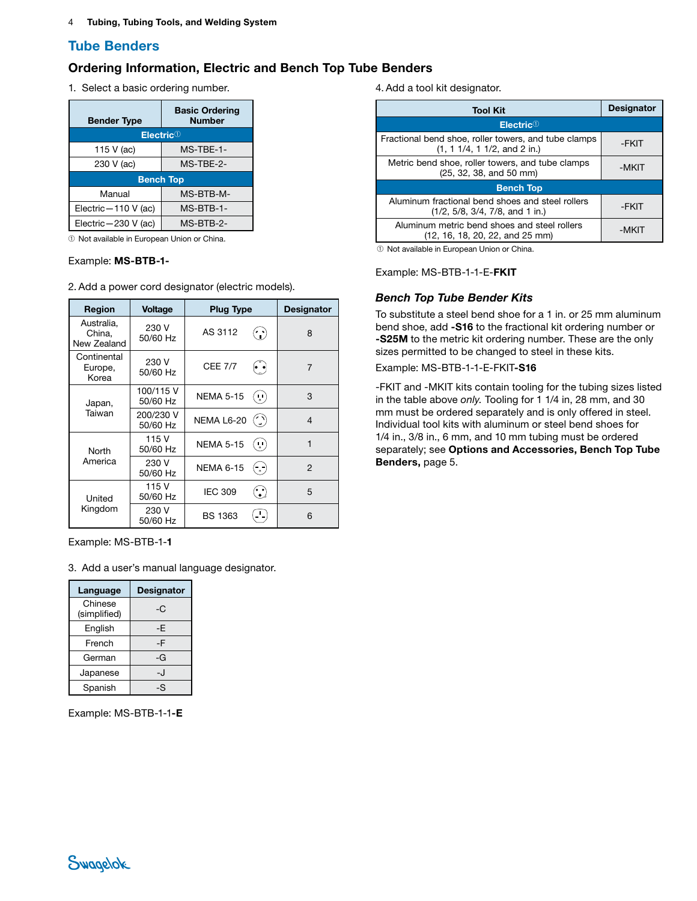## Tube Benders

### Ordering Information, Electric and Bench Top Tube Benders

1. Select a basic ordering number.

| Bender Type | Basic Ordering Number |
|---|---|
| **Electric**① | |
| 115 V (ac) | MS-TBE-1- |
| 230 V (ac) | MS-TBE-2- |
| **Bench Top** | |
| Manual | MS-BTB-M- |
| Electric—110 V (ac) | MS-BTB-1- |
| Electric—230 V (ac) | MS-BTB-2- |

① Not available in European Union or China.

Example: **MS-BTB-1-**

2. Add a power cord designator (electric models).

| Region | Voltage | Plug Type | Designator |
|---|---|---|---|
| Australia, China, New Zealand | 230 V 50/60 Hz | AS 3112 | 8 |
| Continental Europe, Korea | 230 V 50/60 Hz | CEE 7/7 | 7 |
| Japan, Taiwan | 100/115 V 50/60 Hz | NEMA 5-15 | 3 |
| | 200/230 V 50/60 Hz | NEMA L6-20 | 4 |
| North America | 115 V 50/60 Hz | NEMA 5-15 | 1 |
| | 230 V 50/60 Hz | NEMA 6-15 | 2 |
| United Kingdom | 115 V 50/60 Hz | IEC 309 | 5 |
| | 230 V 50/60 Hz | BS 1363 | 6 |

Example: MS-BTB-1-**1**

3. Add a user's manual language designator.

| Language | Designator |
|---|---|
| Chinese (simplified) | -C |
| English | -E |
| French | -F |
| German | -G |
| Japanese | -J |
| Spanish | -S |

Example: MS-BTB-1-1**-E**

4. Add a tool kit designator.

| Tool Kit | Designator |
|---|---|
| **Electric**① | |
| Fractional bend shoe, roller towers, and tube clamps (1, 1 1/4, 1 1/2, and 2 in.) | -FKIT |
| Metric bend shoe, roller towers, and tube clamps (25, 32, 38, and 50 mm) | -MKIT |
| **Bench Top** | |
| Aluminum fractional bend shoes and steel rollers (1/2, 5/8, 3/4, 7/8, and 1 in.) | -FKIT |
| Aluminum metric bend shoes and steel rollers (12, 16, 18, 20, 22, and 25 mm) | -MKIT |

① Not available in European Union or China.

Example: MS-BTB-1-1-E-**FKIT**

### *Bench Top Tube Bender Kits*

To substitute a steel bend shoe for a 1 in. or 25 mm aluminum bend shoe, add **-S16** to the fractional kit ordering number or **-S25M** to the metric kit ordering number. These are the only sizes permitted to be changed to steel in these kits.

Example: MS-BTB-1-1-E-FKIT**-S16**

-FKIT and -MKIT kits contain tooling for the tubing sizes listed in the table above *only.* Tooling for 1 1/4 in, 28 mm, and 30 mm must be ordered separately and is only offered in steel. Individual tool kits with aluminum or steel bend shoes for 1/4 in., 3/8 in., 6 mm, and 10 mm tubing must be ordered separately; see **Options and Accessories, Bench Top Tube Benders,** page 5.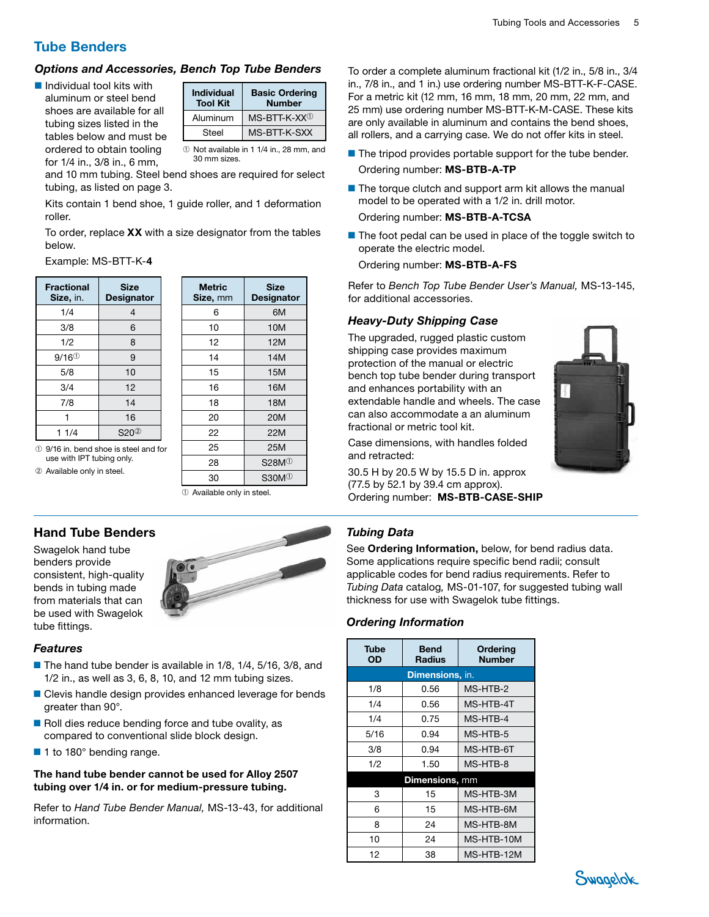## Tube Benders

### *Options and Accessories, Bench Top Tube Benders*

- Individual tool kits with aluminum or steel bend shoes are available for all tubing sizes listed in the tables below and must be ordered to obtain tooling for 1/4 in., 3/8 in., 6 mm, and 10 mm tubing. Steel bend shoes are required for select tubing, as listed on page 3.

| Individual Tool Kit | Basic Ordering Number |
|---|---|
| Aluminum | MS-BTT-K-XX① |
| Steel | MS-BTT-K-SXX |

① Not available in 1 1/4 in., 28 mm, and 30 mm sizes.

Kits contain 1 bend shoe, 1 guide roller, and 1 deformation roller.

To order, replace **XX** with a size designator from the tables below.

Example: MS-BTT-K-**4**

| Fractional Size, in. | Size Designator |
|---|---|
| 1/4 | 4 |
| 3/8 | 6 |
| 1/2 | 8 |
| 9/16① | 9 |
| 5/8 | 10 |
| 3/4 | 12 |
| 7/8 | 14 |
| 1 | 16 |
| 1 1/4 | S20② |

① 9/16 in. bend shoe is steel and for use with IPT tubing only.

② Available only in steel.

| Metric Size, mm | Size Designator |
|---|---|
| 6 | 6M |
| 10 | 10M |
| 12 | 12M |
| 14 | 14M |
| 15 | 15M |
| 16 | 16M |
| 18 | 18M |
| 20 | 20M |
| 22 | 22M |
| 25 | 25M |
| 28 | S28M① |
| 30 | S30M① |

① Available only in steel.

To order a complete aluminum fractional kit (1/2 in., 5/8 in., 3/4 in., 7/8 in., and 1 in.) use ordering number MS-BTT-K-F-CASE. For a metric kit (12 mm, 16 mm, 18 mm, 20 mm, 22 mm, and 25 mm) use ordering number MS-BTT-K-M-CASE. These kits are only available in aluminum and contains the bend shoes, all rollers, and a carrying case. We do not offer kits in steel.

- The tripod provides portable support for the tube bender.

  Ordering number: **MS-BTB-A-TP**

- The torque clutch and support arm kit allows the manual model to be operated with a 1/2 in. drill motor.

  Ordering number: **MS-BTB-A-TCSA**

- The foot pedal can be used in place of the toggle switch to operate the electric model.

  Ordering number: **MS-BTB-A-FS**

Refer to *Bench Top Tube Bender User's Manual,* MS-13-145, for additional accessories.

### *Heavy-Duty Shipping Case*

The upgraded, rugged plastic custom shipping case provides maximum protection of the manual or electric bench top tube bender during transport and enhances portability with an extendable handle and wheels. The case can also accommodate a an aluminum fractional or metric tool kit.

Case dimensions, with handles folded and retracted:

30.5 H by 20.5 W by 15.5 D in. approx (77.5 by 52.1 by 39.4 cm approx).

Ordering number: **MS-BTB-CASE-SHIP**

## Hand Tube Benders

Swagelok hand tube benders provide consistent, high-quality bends in tubing made from materials that can be used with Swagelok tube fittings.

### *Features*

- The hand tube bender is available in 1/8, 1/4, 5/16, 3/8, and 1/2 in., as well as 3, 6, 8, 10, and 12 mm tubing sizes.
- Clevis handle design provides enhanced leverage for bends greater than 90°.
- Roll dies reduce bending force and tube ovality, as compared to conventional slide block design.
- 1 to 180° bending range.

**The hand tube bender cannot be used for Alloy 2507 tubing over 1/4 in. or for medium-pressure tubing.**

Refer to *Hand Tube Bender Manual,* MS-13-43, for additional information.

### *Tubing Data*

See **Ordering Information,** below, for bend radius data. Some applications require specific bend radii; consult applicable codes for bend radius requirements. Refer to *Tubing Data* catalog, MS-01-107, for suggested tubing wall thickness for use with Swagelok tube fittings.

### *Ordering Information*

| Tube OD | Bend Radius | Ordering Number |
|---|---|---|
| **Dimensions,** in. | | |
| 1/8 | 0.56 | MS-HTB-2 |
| 1/4 | 0.56 | MS-HTB-4T |
| 1/4 | 0.75 | MS-HTB-4 |
| 5/16 | 0.94 | MS-HTB-5 |
| 3/8 | 0.94 | MS-HTB-6T |
| 1/2 | 1.50 | MS-HTB-8 |
| **Dimensions,** mm | | |
| 3 | 15 | MS-HTB-3M |
| 6 | 15 | MS-HTB-6M |
| 8 | 24 | MS-HTB-8M |
| 10 | 24 | MS-HTB-10M |
| 12 | 38 | MS-HTB-12M |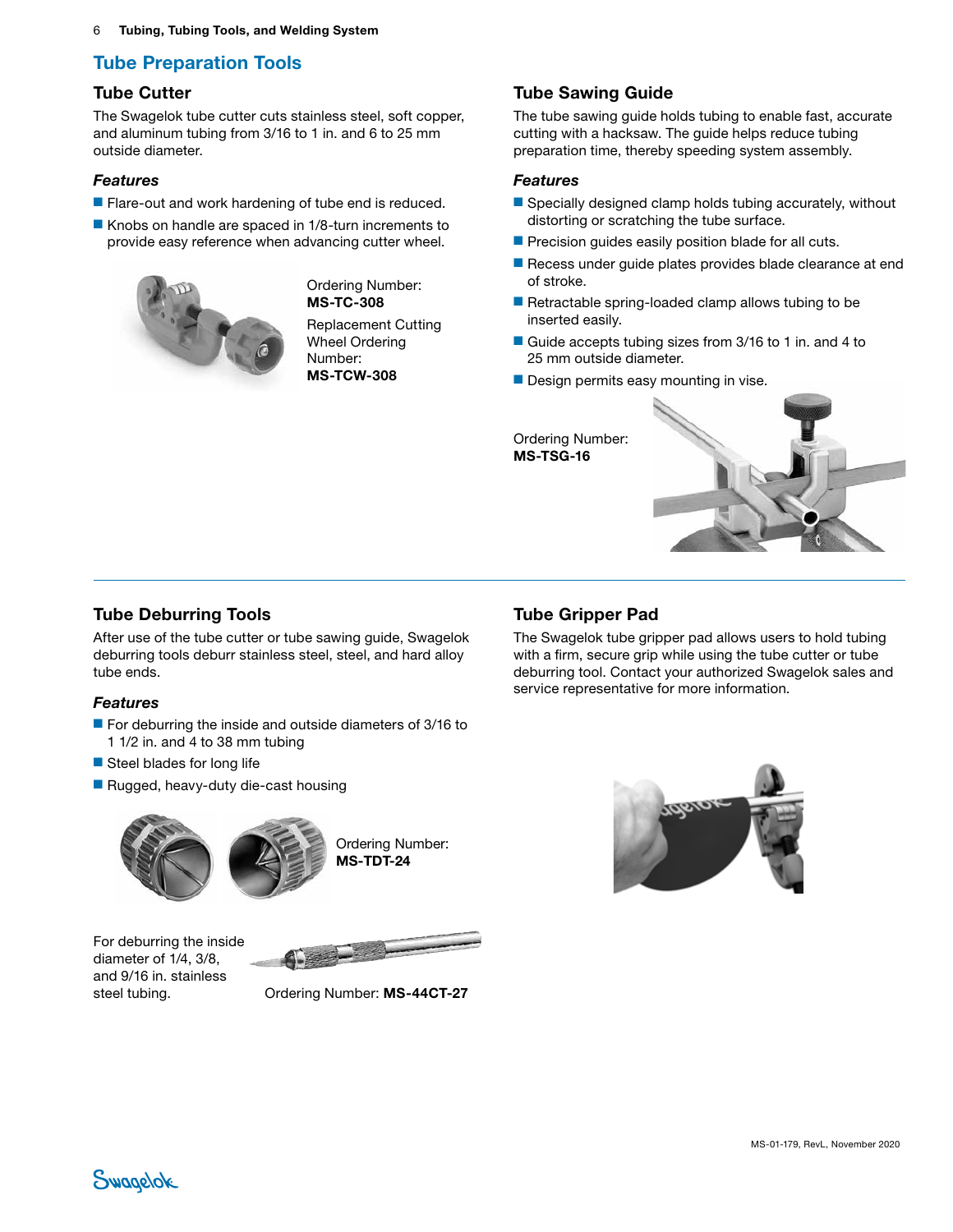## Tube Preparation Tools

### Tube Cutter

The Swagelok tube cutter cuts stainless steel, soft copper, and aluminum tubing from 3/16 to 1 in. and 6 to 25 mm outside diameter.

#### *Features*

- Flare-out and work hardening of tube end is reduced.
- Knobs on handle are spaced in 1/8-turn increments to provide easy reference when advancing cutter wheel.

Ordering Number: **MS-TC-308**

Replacement Cutting Wheel Ordering Number: **MS-TCW-308**

### Tube Sawing Guide

The tube sawing guide holds tubing to enable fast, accurate cutting with a hacksaw. The guide helps reduce tubing preparation time, thereby speeding system assembly.

#### *Features*

- Specially designed clamp holds tubing accurately, without distorting or scratching the tube surface.
- Precision guides easily position blade for all cuts.
- Recess under guide plates provides blade clearance at end of stroke.
- Retractable spring-loaded clamp allows tubing to be inserted easily.
- Guide accepts tubing sizes from 3/16 to 1 in. and 4 to 25 mm outside diameter.
- Design permits easy mounting in vise.

Ordering Number: **MS-TSG-16**

### Tube Deburring Tools

After use of the tube cutter or tube sawing guide, Swagelok deburring tools deburr stainless steel, steel, and hard alloy tube ends.

#### *Features*

- For deburring the inside and outside diameters of 3/16 to 1 1/2 in. and 4 to 38 mm tubing
- Steel blades for long life
- Rugged, heavy-duty die-cast housing

Ordering Number: **MS-TDT-24**

For deburring the inside diameter of 1/4, 3/8, and 9/16 in. stainless steel tubing.

Ordering Number: **MS-44CT-27**

### Tube Gripper Pad

The Swagelok tube gripper pad allows users to hold tubing with a firm, secure grip while using the tube cutter or tube deburring tool. Contact your authorized Swagelok sales and service representative for more information.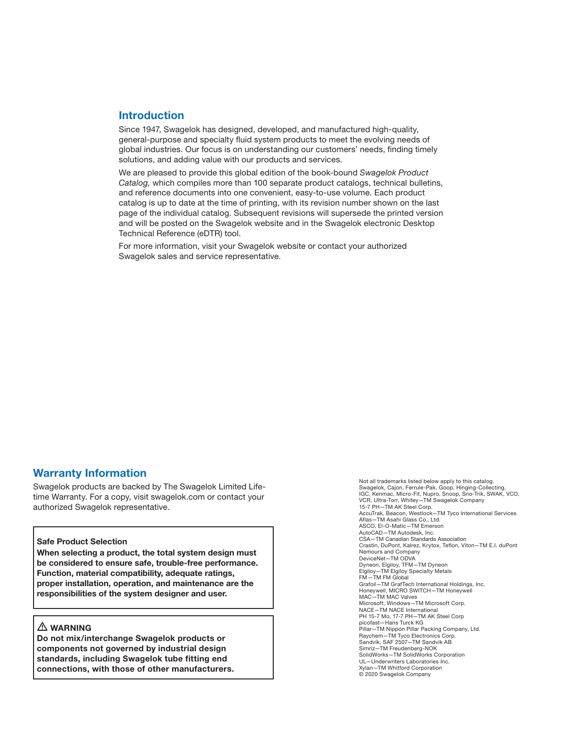## Introduction

Since 1947, Swagelok has designed, developed, and manufactured high-quality, general-purpose and specialty fluid system products to meet the evolving needs of global industries. Our focus is on understanding our customers' needs, finding timely solutions, and adding value with our products and services.

We are pleased to provide this global edition of the book-bound *Swagelok Product Catalog,* which compiles more than 100 separate product catalogs, technical bulletins, and reference documents into one convenient, easy-to-use volume. Each product catalog is up to date at the time of printing, with its revision number shown on the last page of the individual catalog. Subsequent revisions will supersede the printed version and will be posted on the Swagelok website and in the Swagelok electronic Desktop Technical Reference (eDTR) tool.

For more information, visit your Swagelok website or contact your authorized Swagelok sales and service representative.

## Warranty Information

Swagelok products are backed by The Swagelok Limited Lifetime Warranty. For a copy, visit swagelok.com or contact your authorized Swagelok representative.

**Safe Product Selection**

**When selecting a product, the total system design must be considered to ensure safe, trouble-free performance. Function, material compatibility, adequate ratings, proper installation, operation, and maintenance are the responsibilities of the system designer and user.**

**⚠ WARNING**

**Do not mix/interchange Swagelok products or components not governed by industrial design standards, including Swagelok tube fitting end connections, with those of other manufacturers.**

Not all trademarks listed below apply to this catalog.
Swagelok, Cajon, Ferrule-Pak, Goop, Hinging-Collecting, IGC, Kenmac, Micro-Fit, Nupro, Snoop, Sno-Trik, SWAK, VCO, VCR, Ultra-Torr, Whitey—TM Swagelok Company
15-7 PH—TM AK Steel Corp.
AccuTrak, Beacon, Westlock—TM Tyco International Services
Aflas—TM Asahi Glass Co., Ltd.
ASCO, El-O-Matic—TM Emerson
AutoCAD—TM Autodesk, Inc.
CSA—TM Canadian Standards Association
Crastin, DuPont, Kalrez, Krytox, Teflon, Viton—TM E.I. duPont Nemours and Company
DeviceNet—TM ODVA
Dyneon, Elgiloy, TFM—TM Dyneon
Elgiloy—TM Elgiloy Specialty Metals
FM—TM FM Global
Grafoil—TM GrafTech International Holdings, Inc.
Honeywell, MICRO SWITCH—TM Honeywell
MAC—TM MAC Valves
Microsoft, Windows—TM Microsoft Corp.
NACE—TM NACE International
PH 15-7 Mo, 17-7 PH—TM AK Steel Corp
picofast—Hans Turck KG
Pillar—TM Nippon Pillar Packing Company, Ltd.
Raychem—TM Tyco Electronics Corp.
Sandvik, SAF 2507—TM Sandvik AB
Simriz—TM Freudenberg-NOK
SolidWorks—TM SolidWorks Corporation
UL—Underwriters Laboratories Inc.
Xylan—TM Whitford Corporation
© 2020 Swagelok Company